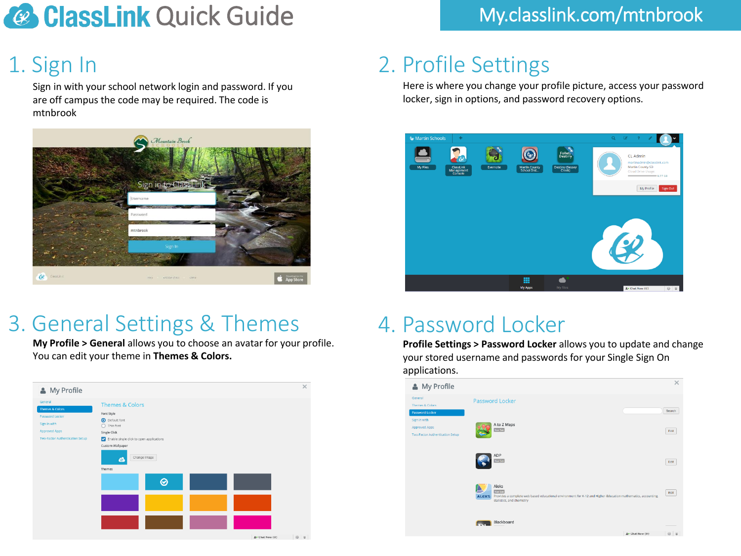# ClassLink Quick Guide

My.classlink.com/mtnbrook

## 1. Sign In

Sign in with your school network login and password. If you are off campus the code may be required. The code is mtnbrook

## 2. Profile Settings

Here is where you change your profile picture, access your password locker, sign in options, and password recovery options.

## 3. General Settings & Themes

**My Profile > General** allows you to choose an avatar for your profile. You can edit your theme in **Themes & Colors.**

## 4. Password Locker

**Profile Settings > Password Locker** allows you to update and change your stored username and passwords for your Single Sign On applications.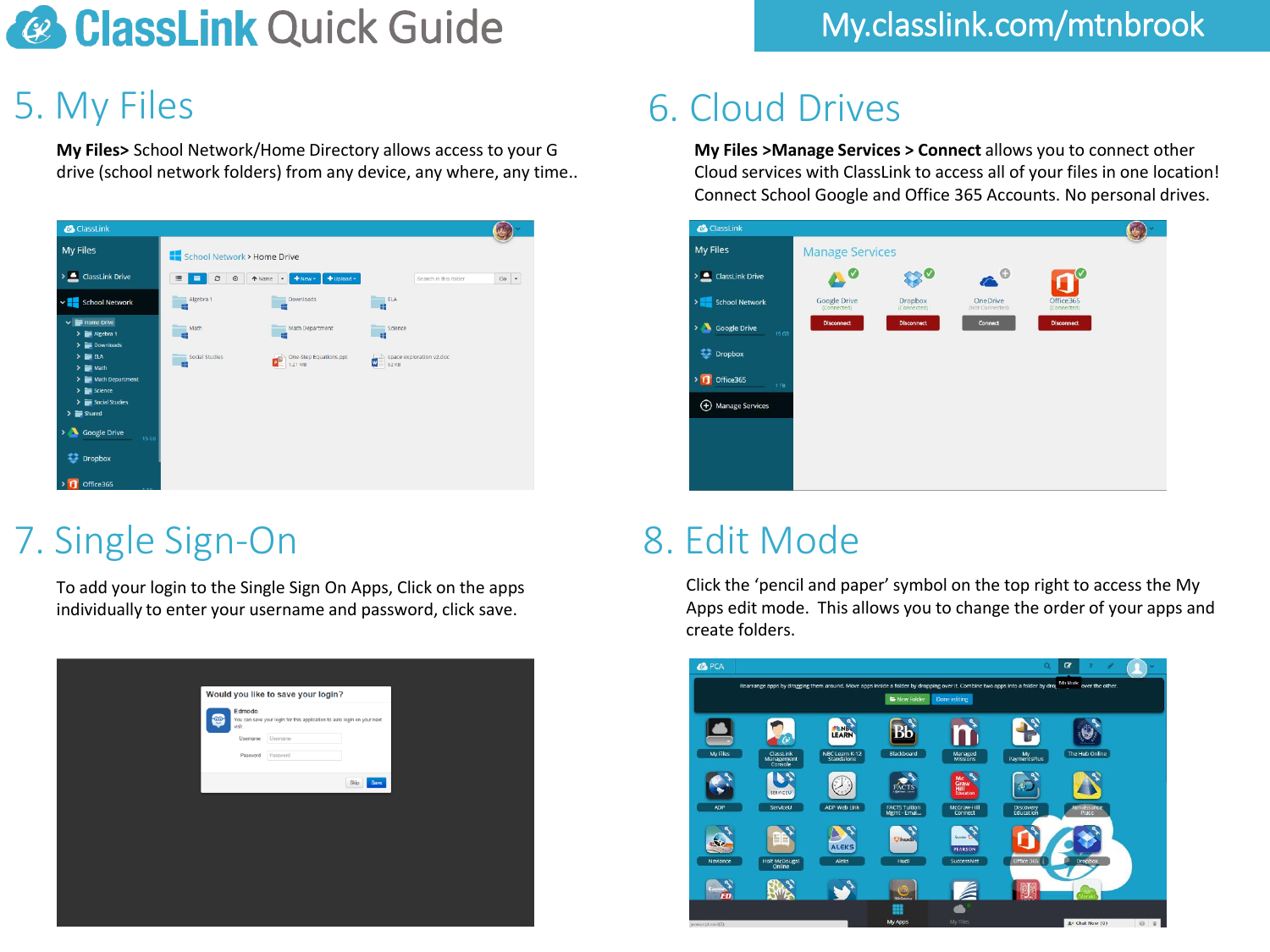# ClassLink Quick Guide

My.classlink.com/mtnbrook

## 5. My Files

**My Files>** School Network/Home Directory allows access to your G drive (school network folders) from any device, any where, any time..

## 6. Cloud Drives

**My Files >Manage Services > Connect** allows you to connect other Cloud services with ClassLink to access all of your files in one location! Connect School Google and Office 365 Accounts. No personal drives.

## 7. Single Sign-On

To add your login to the Single Sign On Apps, Click on the apps individually to enter your username and password, click save.

## 8. Edit Mode

Click the 'pencil and paper' symbol on the top right to access the My Apps edit mode. This allows you to change the order of your apps and create folders.